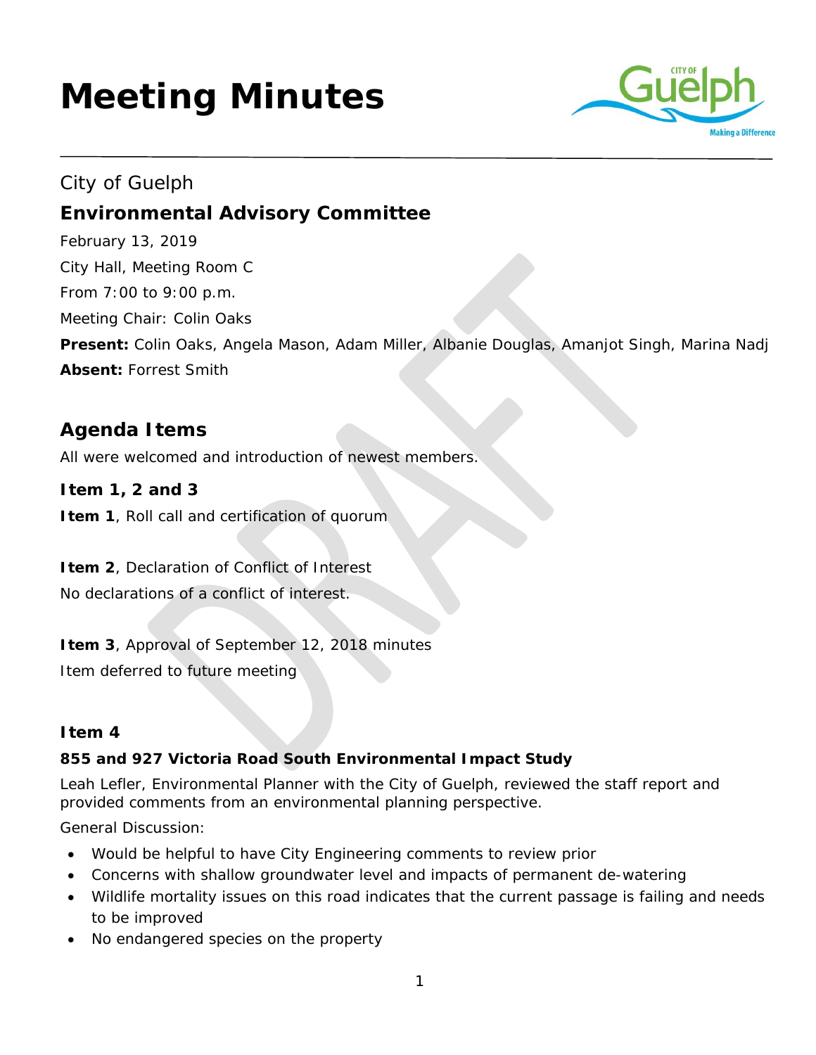# Meeting Minutes

City of Guelph

## Environmental Advisory Committee

February 13, 2019

City Hall, Meeting Room C

From 7:00 to 9:00 p.m.

Meeting Chair: Colin Oaks

**Present:** Colin Oaks, Angela Mason, Adam Miller, Albanie Douglas, Amanjot Singh, Marina Nadj

**Absent:** Forrest Smith

## Agenda Items

All were welcomed and introduction of newest members.

### Item 1, 2 and 3

**Item 1**, Roll call and certification of quorum

**Item 2**, Declaration of Conflict of Interest

No declarations of a conflict of interest.

**Item 3**, Approval of September 12, 2018 minutes

Item deferred to future meeting

### Item 4

**855 and 927 Victoria Road South Environmental Impact Study**

Leah Lefler, Environmental Planner with the City of Guelph, reviewed the staff report and provided comments from an environmental planning perspective.

General Discussion:

- Would be helpful to have City Engineering comments to review prior
- Concerns with shallow groundwater level and impacts of permanent de-watering
- Wildlife mortality issues on this road indicates that the current passage is failing and needs to be improved
- No endangered species on the property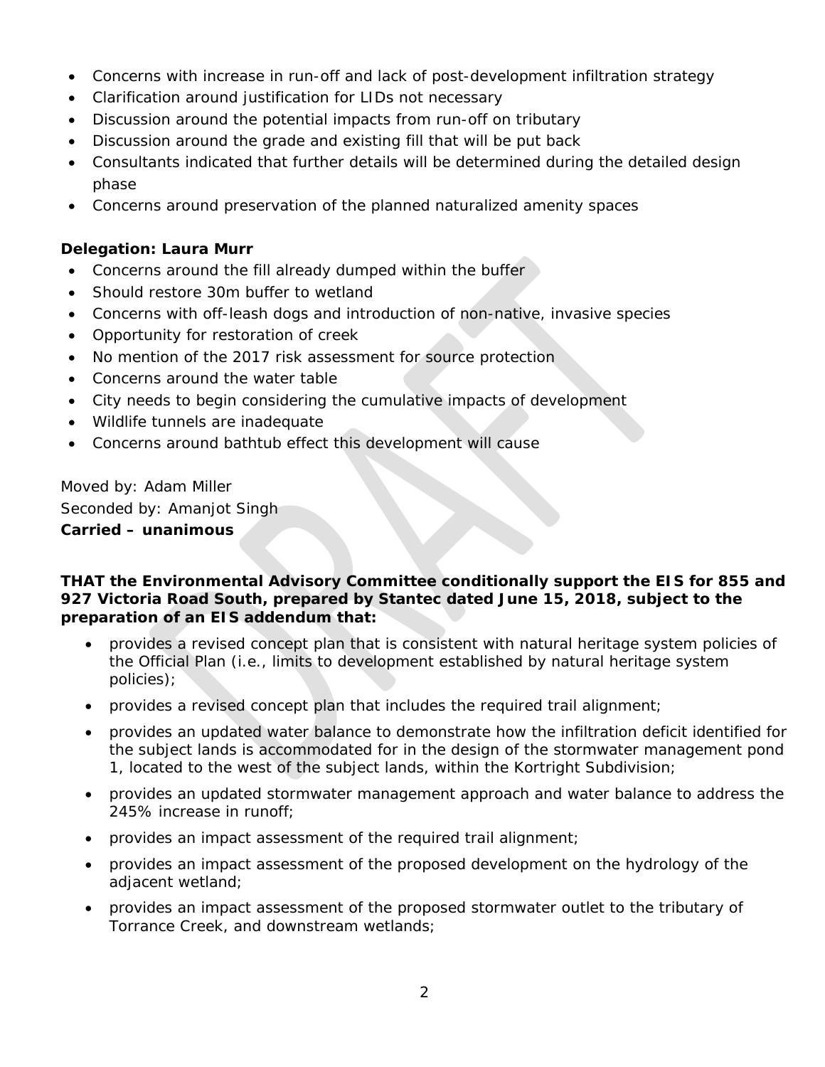- Concerns with increase in run-off and lack of post-development infiltration strategy
- Clarification around justification for LIDs not necessary
- Discussion around the potential impacts from run-off on tributary
- Discussion around the grade and existing fill that will be put back
- Consultants indicated that further details will be determined during the detailed design phase
- Concerns around preservation of the planned naturalized amenity spaces

**Delegation: Laura Murr**

- Concerns around the fill already dumped within the buffer
- Should restore 30m buffer to wetland
- Concerns with off-leash dogs and introduction of non-native, invasive species
- Opportunity for restoration of creek
- No mention of the 2017 risk assessment for source protection
- Concerns around the water table
- City needs to begin considering the cumulative impacts of development
- Wildlife tunnels are inadequate
- Concerns around bathtub effect this development will cause

Moved by: Adam Miller
Seconded by: Amanjot Singh
**Carried – unanimous**

**THAT the Environmental Advisory Committee conditionally support the EIS for 855 and 927 Victoria Road South, prepared by Stantec dated June 15, 2018, subject to the preparation of an EIS addendum that:**

- provides a revised concept plan that is consistent with natural heritage system policies of the Official Plan (i.e., limits to development established by natural heritage system policies);
- provides a revised concept plan that includes the required trail alignment;
- provides an updated water balance to demonstrate how the infiltration deficit identified for the subject lands is accommodated for in the design of the stormwater management pond 1, located to the west of the subject lands, within the Kortright Subdivision;
- provides an updated stormwater management approach and water balance to address the 245% increase in runoff;
- provides an impact assessment of the required trail alignment;
- provides an impact assessment of the proposed development on the hydrology of the adjacent wetland;
- provides an impact assessment of the proposed stormwater outlet to the tributary of Torrance Creek, and downstream wetlands;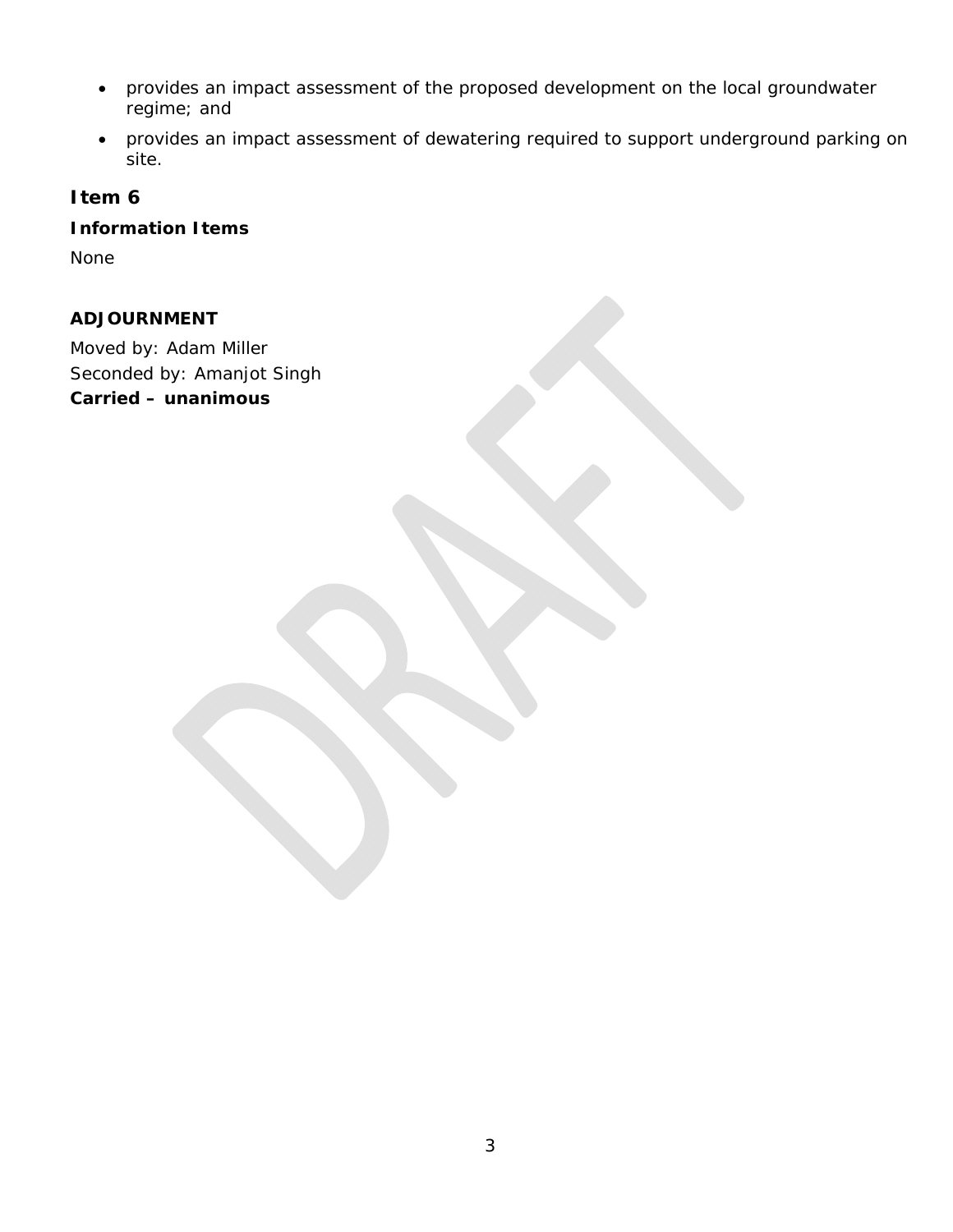- provides an impact assessment of the proposed development on the local groundwater regime; and
- provides an impact assessment of dewatering required to support underground parking on site.

## Item 6

**Information Items**

None

**ADJOURNMENT**

Moved by: Adam Miller
Seconded by: Amanjot Singh
**Carried – unanimous**